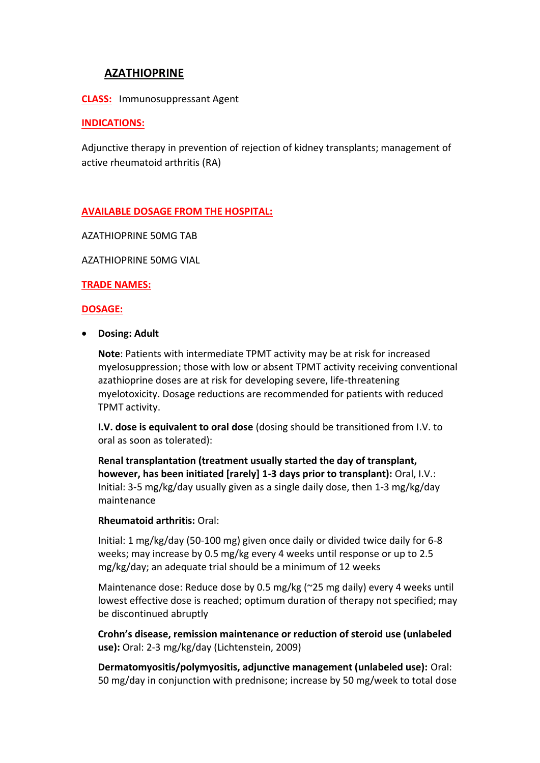# AZATHIOPRINE

**CLASS:** Immunosuppressant Agent

**INDICATIONS:**

Adjunctive therapy in prevention of rejection of kidney transplants; management of active rheumatoid arthritis (RA)

**AVAILABLE DOSAGE FROM THE HOSPITAL:**

AZATHIOPRINE 50MG TAB

AZATHIOPRINE 50MG VIAL

**TRADE NAMES:**

**DOSAGE:**

- **Dosing: Adult**

  **Note**: Patients with intermediate TPMT activity may be at risk for increased myelosuppression; those with low or absent TPMT activity receiving conventional azathioprine doses are at risk for developing severe, life-threatening myelotoxicity. Dosage reductions are recommended for patients with reduced TPMT activity.

  **I.V. dose is equivalent to oral dose** (dosing should be transitioned from I.V. to oral as soon as tolerated):

  **Renal transplantation (treatment usually started the day of transplant, however, has been initiated [rarely] 1-3 days prior to transplant):** Oral, I.V.: Initial: 3-5 mg/kg/day usually given as a single daily dose, then 1-3 mg/kg/day maintenance

  **Rheumatoid arthritis:** Oral:

  Initial: 1 mg/kg/day (50-100 mg) given once daily or divided twice daily for 6-8 weeks; may increase by 0.5 mg/kg every 4 weeks until response or up to 2.5 mg/kg/day; an adequate trial should be a minimum of 12 weeks

  Maintenance dose: Reduce dose by 0.5 mg/kg (~25 mg daily) every 4 weeks until lowest effective dose is reached; optimum duration of therapy not specified; may be discontinued abruptly

  **Crohn's disease, remission maintenance or reduction of steroid use (unlabeled use):** Oral: 2-3 mg/kg/day (Lichtenstein, 2009)

  **Dermatomyositis/polymyositis, adjunctive management (unlabeled use):** Oral: 50 mg/day in conjunction with prednisone; increase by 50 mg/week to total dose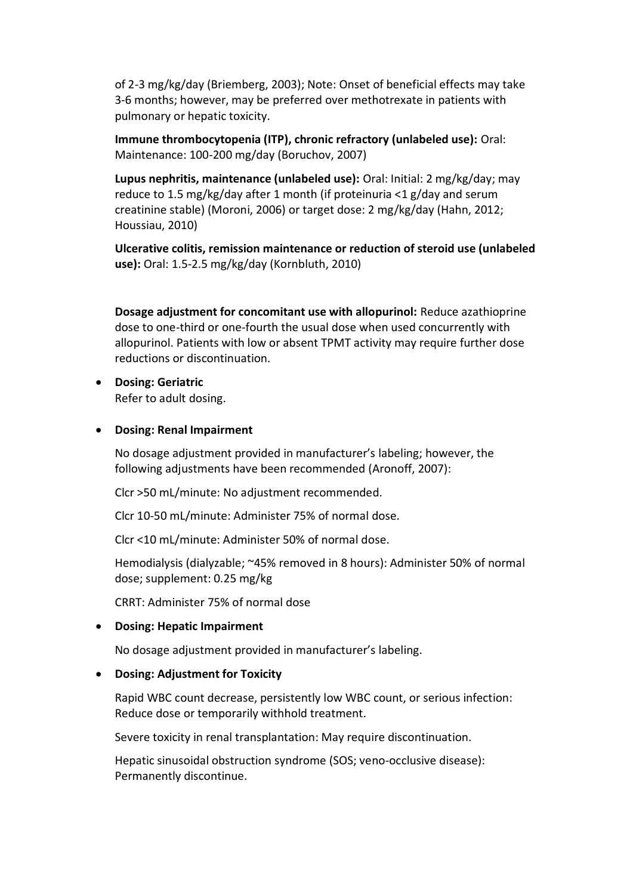of 2-3 mg/kg/day (Briemberg, 2003); Note: Onset of beneficial effects may take 3-6 months; however, may be preferred over methotrexate in patients with pulmonary or hepatic toxicity.

**Immune thrombocytopenia (ITP), chronic refractory (unlabeled use):** Oral: Maintenance: 100-200 mg/day (Boruchov, 2007)

**Lupus nephritis, maintenance (unlabeled use):** Oral: Initial: 2 mg/kg/day; may reduce to 1.5 mg/kg/day after 1 month (if proteinuria <1 g/day and serum creatinine stable) (Moroni, 2006) or target dose: 2 mg/kg/day (Hahn, 2012; Houssiau, 2010)

**Ulcerative colitis, remission maintenance or reduction of steroid use (unlabeled use):** Oral: 1.5-2.5 mg/kg/day (Kornbluth, 2010)

**Dosage adjustment for concomitant use with allopurinol:** Reduce azathioprine dose to one-third or one-fourth the usual dose when used concurrently with allopurinol. Patients with low or absent TPMT activity may require further dose reductions or discontinuation.

- **Dosing: Geriatric**
  Refer to adult dosing.

- **Dosing: Renal Impairment**

  No dosage adjustment provided in manufacturer's labeling; however, the following adjustments have been recommended (Aronoff, 2007):

  Clcr >50 mL/minute: No adjustment recommended.

  Clcr 10-50 mL/minute: Administer 75% of normal dose.

  Clcr <10 mL/minute: Administer 50% of normal dose.

  Hemodialysis (dialyzable; ~45% removed in 8 hours): Administer 50% of normal dose; supplement: 0.25 mg/kg

  CRRT: Administer 75% of normal dose

- **Dosing: Hepatic Impairment**

  No dosage adjustment provided in manufacturer's labeling.

- **Dosing: Adjustment for Toxicity**

  Rapid WBC count decrease, persistently low WBC count, or serious infection: Reduce dose or temporarily withhold treatment.

  Severe toxicity in renal transplantation: May require discontinuation.

  Hepatic sinusoidal obstruction syndrome (SOS; veno-occlusive disease): Permanently discontinue.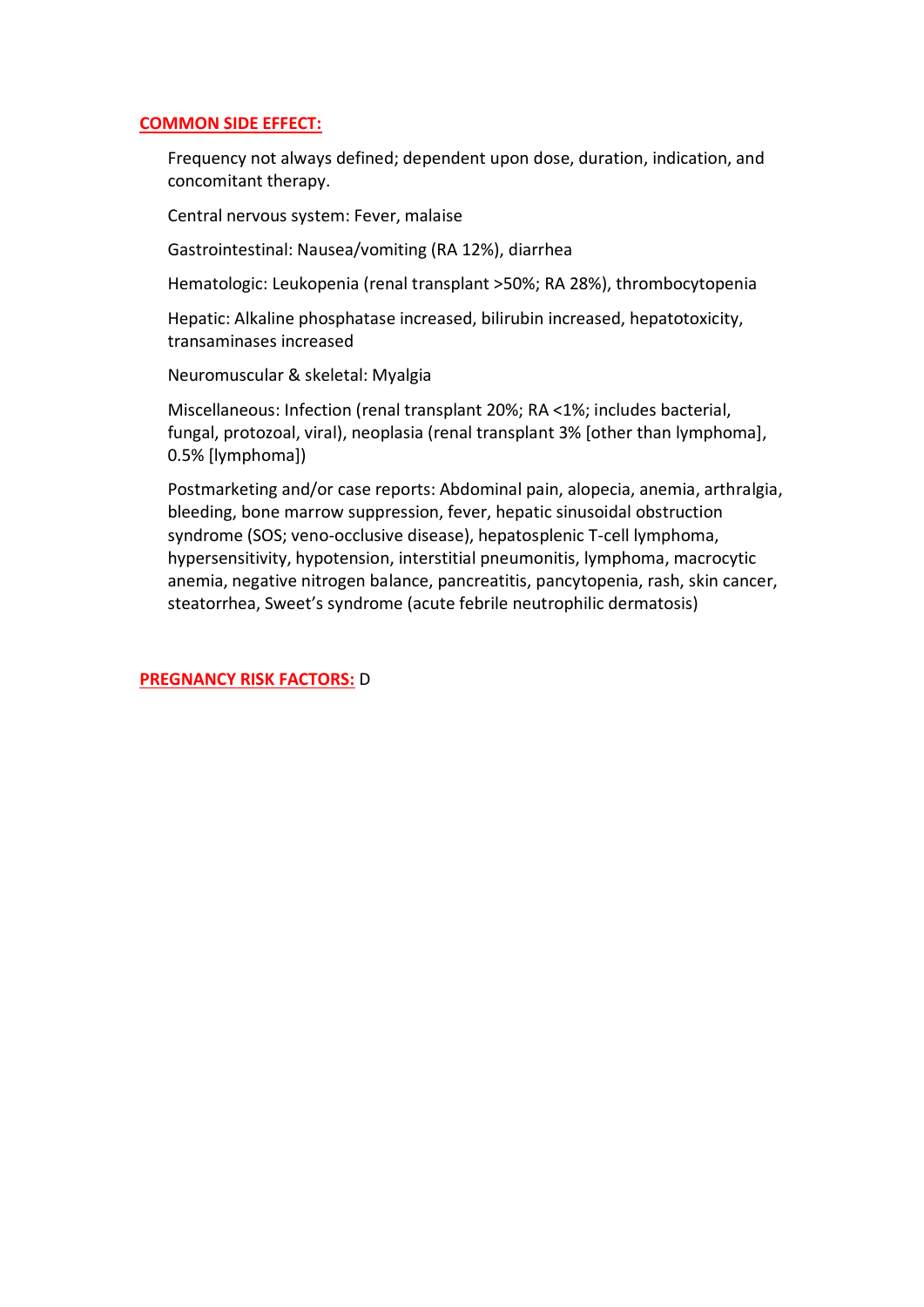## COMMON SIDE EFFECT:

Frequency not always defined; dependent upon dose, duration, indication, and concomitant therapy.

Central nervous system: Fever, malaise

Gastrointestinal: Nausea/vomiting (RA 12%), diarrhea

Hematologic: Leukopenia (renal transplant >50%; RA 28%), thrombocytopenia

Hepatic: Alkaline phosphatase increased, bilirubin increased, hepatotoxicity, transaminases increased

Neuromuscular & skeletal: Myalgia

Miscellaneous: Infection (renal transplant 20%; RA <1%; includes bacterial, fungal, protozoal, viral), neoplasia (renal transplant 3% [other than lymphoma], 0.5% [lymphoma])

Postmarketing and/or case reports: Abdominal pain, alopecia, anemia, arthralgia, bleeding, bone marrow suppression, fever, hepatic sinusoidal obstruction syndrome (SOS; veno-occlusive disease), hepatosplenic T-cell lymphoma, hypersensitivity, hypotension, interstitial pneumonitis, lymphoma, macrocytic anemia, negative nitrogen balance, pancreatitis, pancytopenia, rash, skin cancer, steatorrhea, Sweet's syndrome (acute febrile neutrophilic dermatosis)

## PREGNANCY RISK FACTORS: D